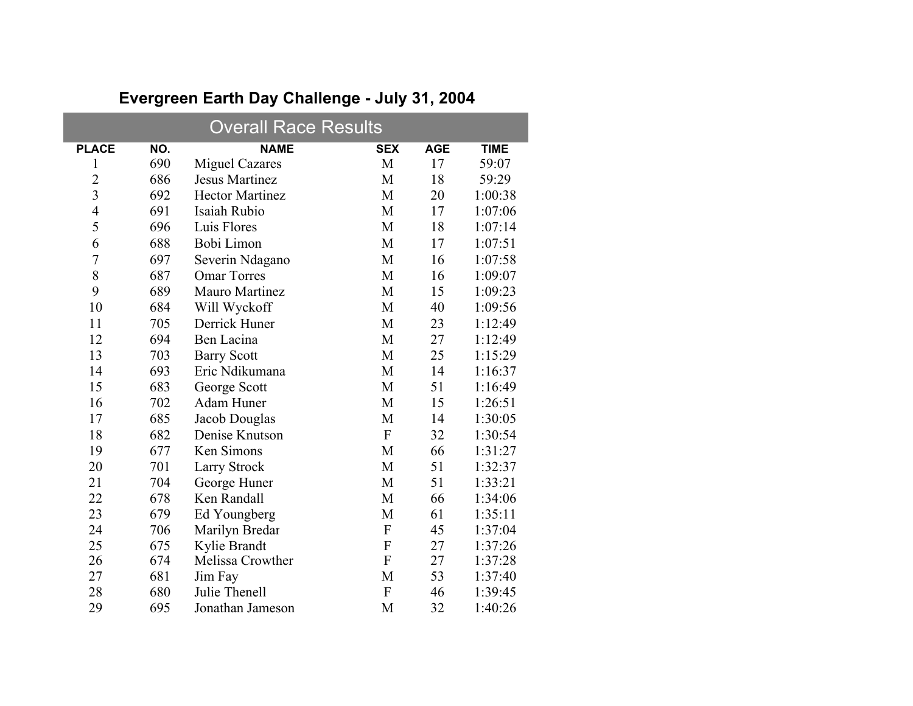# Evergreen Earth Day Challenge - July 31, 2004

## Overall Race Results

| PLACE | NO. | NAME | SEX | AGE | TIME |
|---|---|---|---|---|---|
| 1 | 690 | Miguel Cazares | M | 17 | 59:07 |
| 2 | 686 | Jesus Martinez | M | 18 | 59:29 |
| 3 | 692 | Hector Martinez | M | 20 | 1:00:38 |
| 4 | 691 | Isaiah Rubio | M | 17 | 1:07:06 |
| 5 | 696 | Luis Flores | M | 18 | 1:07:14 |
| 6 | 688 | Bobi Limon | M | 17 | 1:07:51 |
| 7 | 697 | Severin Ndagano | M | 16 | 1:07:58 |
| 8 | 687 | Omar Torres | M | 16 | 1:09:07 |
| 9 | 689 | Mauro Martinez | M | 15 | 1:09:23 |
| 10 | 684 | Will Wyckoff | M | 40 | 1:09:56 |
| 11 | 705 | Derrick Huner | M | 23 | 1:12:49 |
| 12 | 694 | Ben Lacina | M | 27 | 1:12:49 |
| 13 | 703 | Barry Scott | M | 25 | 1:15:29 |
| 14 | 693 | Eric Ndikumana | M | 14 | 1:16:37 |
| 15 | 683 | George Scott | M | 51 | 1:16:49 |
| 16 | 702 | Adam Huner | M | 15 | 1:26:51 |
| 17 | 685 | Jacob Douglas | M | 14 | 1:30:05 |
| 18 | 682 | Denise Knutson | F | 32 | 1:30:54 |
| 19 | 677 | Ken Simons | M | 66 | 1:31:27 |
| 20 | 701 | Larry Strock | M | 51 | 1:32:37 |
| 21 | 704 | George Huner | M | 51 | 1:33:21 |
| 22 | 678 | Ken Randall | M | 66 | 1:34:06 |
| 23 | 679 | Ed Youngberg | M | 61 | 1:35:11 |
| 24 | 706 | Marilyn Bredar | F | 45 | 1:37:04 |
| 25 | 675 | Kylie Brandt | F | 27 | 1:37:26 |
| 26 | 674 | Melissa Crowther | F | 27 | 1:37:28 |
| 27 | 681 | Jim Fay | M | 53 | 1:37:40 |
| 28 | 680 | Julie Thenell | F | 46 | 1:39:45 |
| 29 | 695 | Jonathan Jameson | M | 32 | 1:40:26 |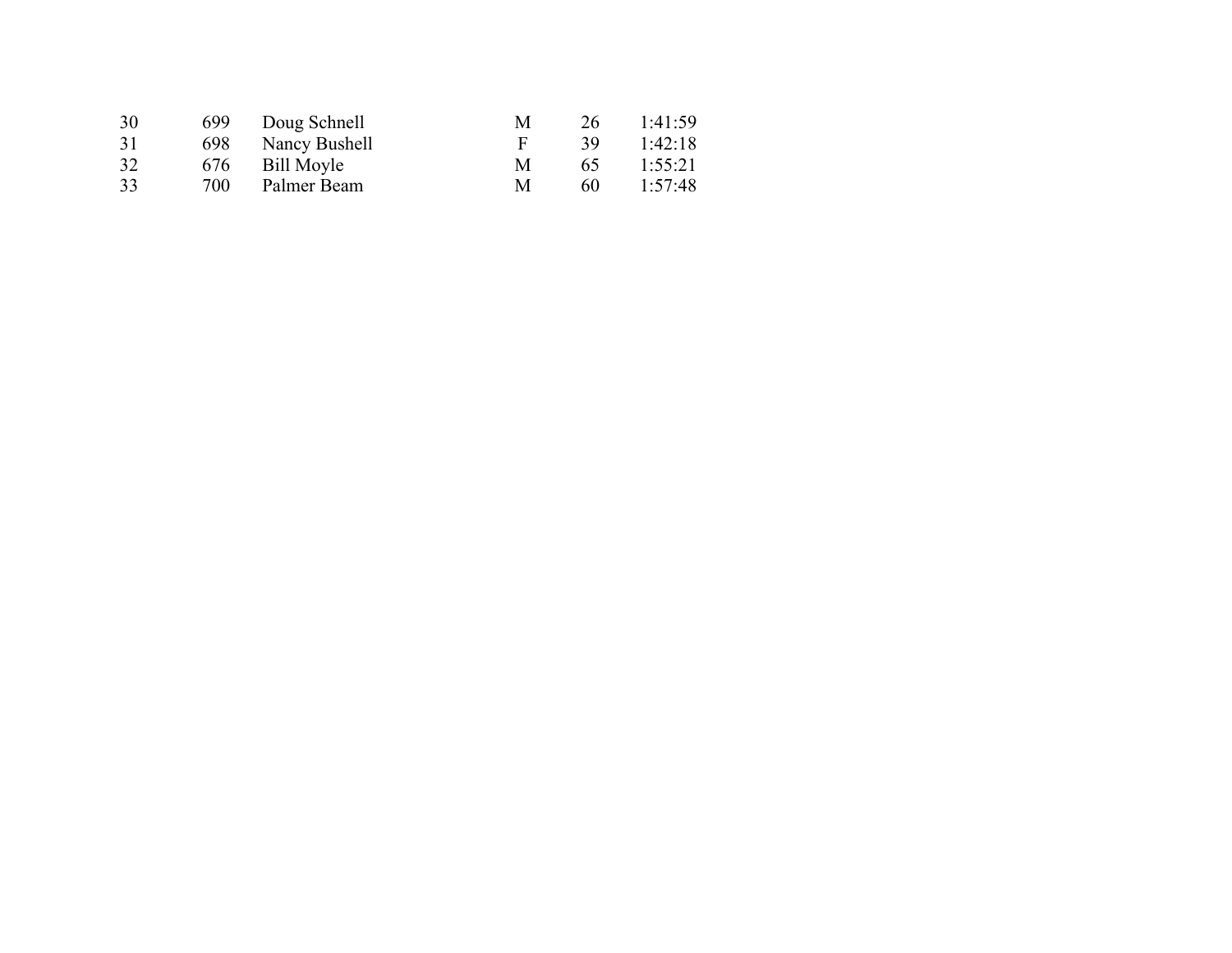| | | | | | |
|---|---|---|---|---|---|
| 30 | 699 | Doug Schnell | M | 26 | 1:41:59 |
| 31 | 698 | Nancy Bushell | F | 39 | 1:42:18 |
| 32 | 676 | Bill Moyle | M | 65 | 1:55:21 |
| 33 | 700 | Palmer Beam | M | 60 | 1:57:48 |